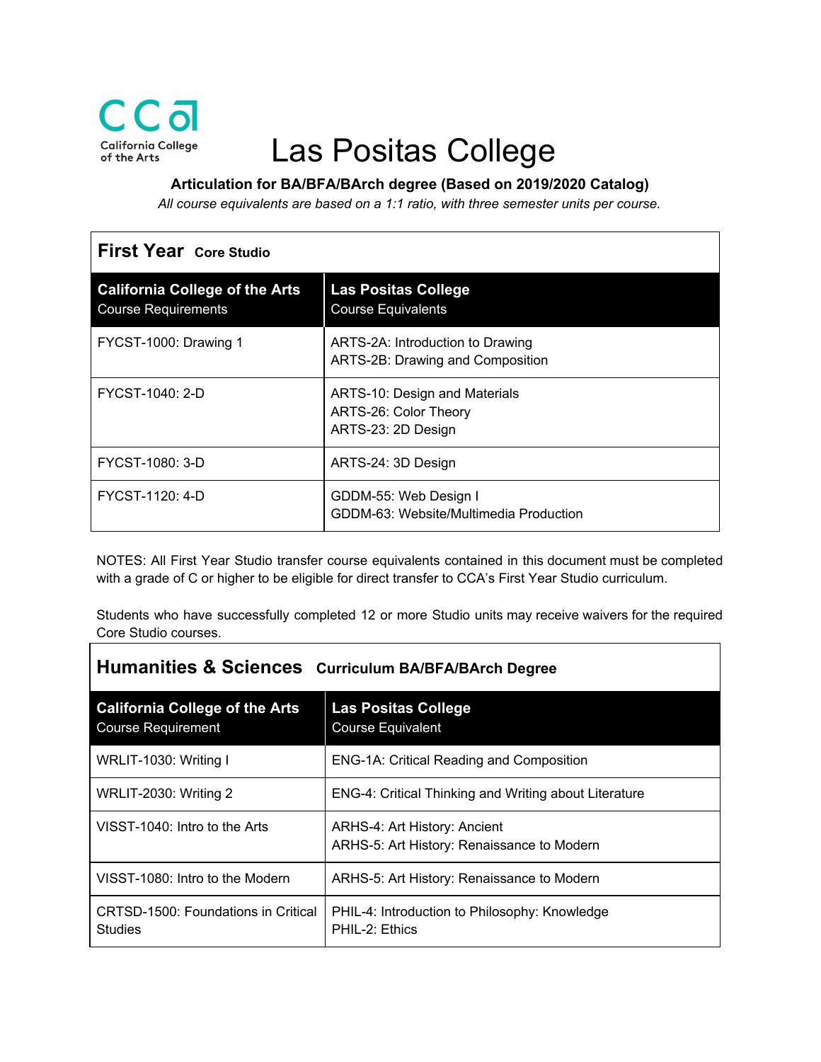# Las Positas College

**Articulation for BA/BFA/BArch degree (Based on 2019/2020 Catalog)**

*All course equivalents are based on a 1:1 ratio, with three semester units per course.*

## First Year Core Studio

| California College of the Arts<br>Course Requirements | Las Positas College<br>Course Equivalents |
|---|---|
| FYCST-1000: Drawing 1 | ARTS-2A: Introduction to Drawing<br>ARTS-2B: Drawing and Composition |
| FYCST-1040: 2-D | ARTS-10: Design and Materials<br>ARTS-26: Color Theory<br>ARTS-23: 2D Design |
| FYCST-1080: 3-D | ARTS-24: 3D Design |
| FYCST-1120: 4-D | GDDM-55: Web Design I<br>GDDM-63: Website/Multimedia Production |

NOTES: All First Year Studio transfer course equivalents contained in this document must be completed with a grade of C or higher to be eligible for direct transfer to CCA's First Year Studio curriculum.

Students who have successfully completed 12 or more Studio units may receive waivers for the required Core Studio courses.

## Humanities & Sciences Curriculum BA/BFA/BArch Degree

| California College of the Arts<br>Course Requirement | Las Positas College<br>Course Equivalent |
|---|---|
| WRLIT-1030: Writing I | ENG-1A: Critical Reading and Composition |
| WRLIT-2030: Writing 2 | ENG-4: Critical Thinking and Writing about Literature |
| VISST-1040: Intro to the Arts | ARHS-4: Art History: Ancient<br>ARHS-5: Art History: Renaissance to Modern |
| VISST-1080: Intro to the Modern | ARHS-5: Art History: Renaissance to Modern |
| CRTSD-1500: Foundations in Critical Studies | PHIL-4: Introduction to Philosophy: Knowledge<br>PHIL-2: Ethics |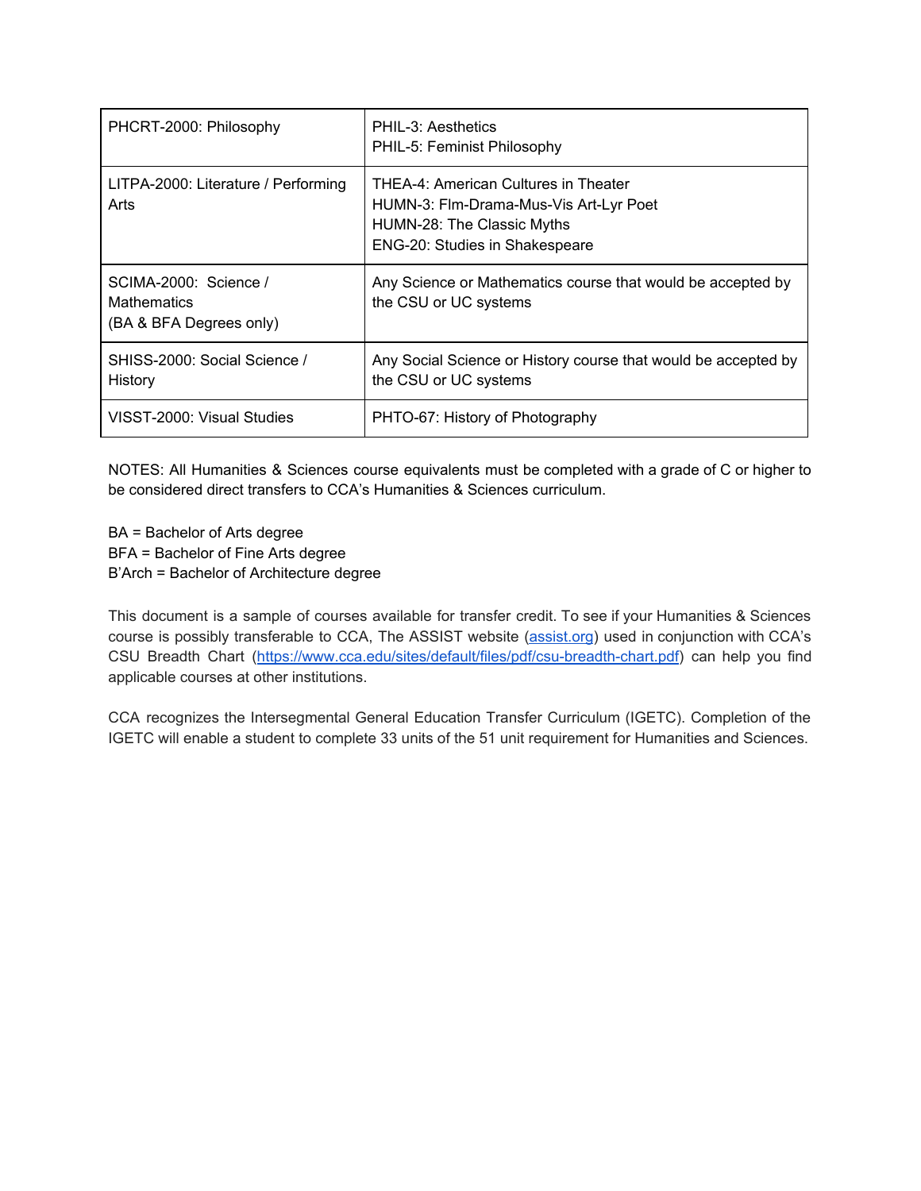| | |
|---|---|
| PHCRT-2000: Philosophy | PHIL-3: Aesthetics<br>PHIL-5: Feminist Philosophy |
| LITPA-2000: Literature / Performing Arts | THEA-4: American Cultures in Theater<br>HUMN-3: Flm-Drama-Mus-Vis Art-Lyr Poet<br>HUMN-28: The Classic Myths<br>ENG-20: Studies in Shakespeare |
| SCIMA-2000: Science / Mathematics<br>(BA & BFA Degrees only) | Any Science or Mathematics course that would be accepted by the CSU or UC systems |
| SHISS-2000: Social Science / History | Any Social Science or History course that would be accepted by the CSU or UC systems |
| VISST-2000: Visual Studies | PHTO-67: History of Photography |

NOTES: All Humanities & Sciences course equivalents must be completed with a grade of C or higher to be considered direct transfers to CCA's Humanities & Sciences curriculum.

BA = Bachelor of Arts degree
BFA = Bachelor of Fine Arts degree
B'Arch = Bachelor of Architecture degree

This document is a sample of courses available for transfer credit. To see if your Humanities & Sciences course is possibly transferable to CCA, The ASSIST website ([assist.org](assist.org)) used in conjunction with CCA's CSU Breadth Chart ([https://www.cca.edu/sites/default/files/pdf/csu-breadth-chart.pdf](https://www.cca.edu/sites/default/files/pdf/csu-breadth-chart.pdf)) can help you find applicable courses at other institutions.

CCA recognizes the Intersegmental General Education Transfer Curriculum (IGETC). Completion of the IGETC will enable a student to complete 33 units of the 51 unit requirement for Humanities and Sciences.